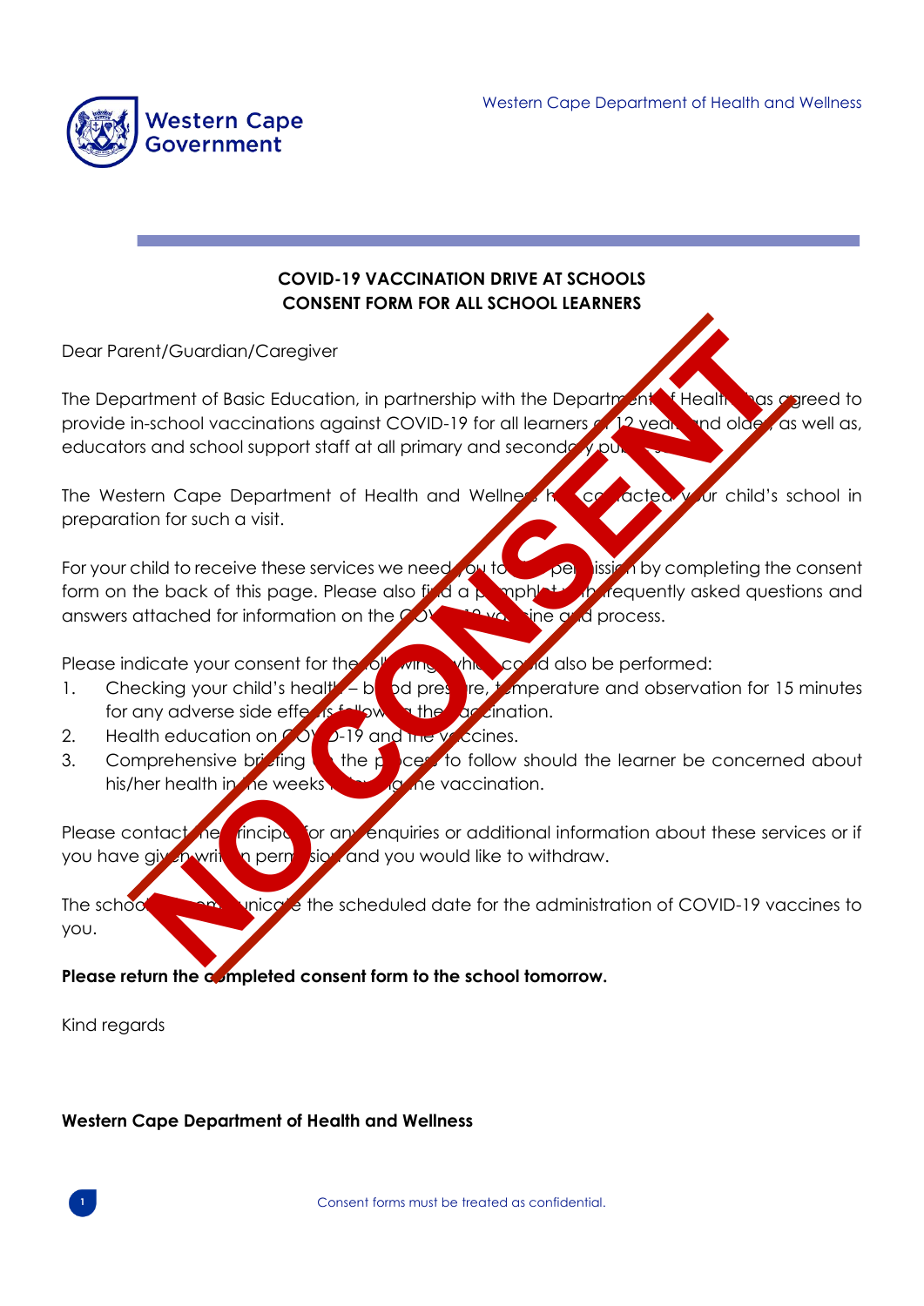Western Cape Government

Western Cape Department of Health and Wellness

**COVID-19 VACCINATION DRIVE AT SCHOOLS**
**CONSENT FORM FOR ALL SCHOOL LEARNERS**

NO CONSENT

Dear Parent/Guardian/Caregiver

The Department of Basic Education, in partnership with the Department of Health has agreed to provide in-school vaccinations against COVID-19 for all learners of 12 years and older, as well as, educators and school support staff at all primary and secondary public schools.

The Western Cape Department of Health and Wellness has contacted your child's school in preparation for such a visit.

For your child to receive these services we need you to give permission by completing the consent form on the back of this page. Please also find a pamphlet with frequently asked questions and answers attached for information on the COVID-19 vaccine and process.

Please indicate your consent for the following which could also be performed:

1. Checking your child's health – blood pressure, temperature and observation for 15 minutes for any adverse side effects following the vaccination.
2. Health education on COVID-19 and the vaccines.
3. Comprehensive briefing on the process to follow should the learner be concerned about his/her health in the weeks following the vaccination.

Please contact the principal for any enquiries or additional information about these services or if you have given written permission and you would like to withdraw.

The school will communicate the scheduled date for the administration of COVID-19 vaccines to you.

**Please return the completed consent form to the school tomorrow.**

Kind regards

**Western Cape Department of Health and Wellness**

Consent forms must be treated as confidential.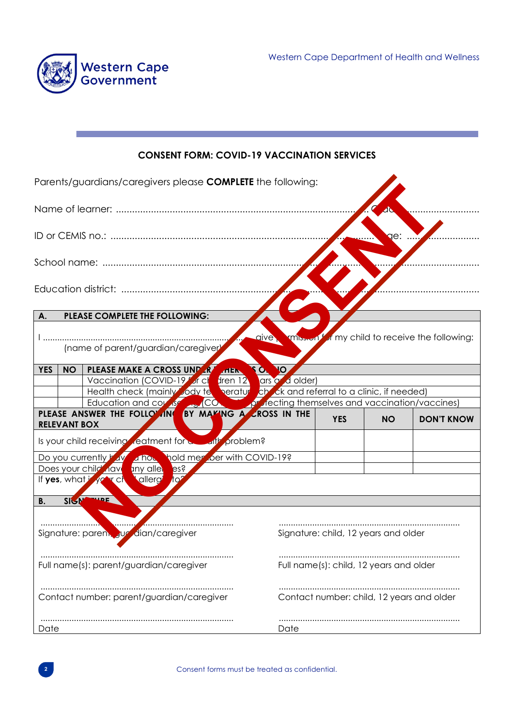Western Cape Government

Western Cape Department of Health and Wellness

**CONSENT FORM: COVID-19 VACCINATION SERVICES**

NO CONSENT

Parents/guardians/caregivers please **COMPLETE** the following:

Name of learner: ........................................................................................ Grade: ..........................

ID or CEMIS no.: ........................................................................................ Age: ..........................

School name: ........................................................................................................................

Education district: ........................................................................................................................

| **A.** | **PLEASE COMPLETE THE FOLLOWING:** | | | |
|---|---|---|---|---|
| I ........................................................................ give permission for my child to receive the following: (name of parent/guardian/caregiver) | | | | |
| **YES** | **NO** | **PLEASE MAKE A CROSS UNDER EITHER YES OR NO** | | |
| | | Vaccination (COVID-19 for children 12 years and older) | | |
| | | Health check (mainly body temperature check and referral to a clinic, if needed) | | |
| | | Education and counselling (COVID-19, protecting themselves and vaccination/vaccines) | | |
| **PLEASE ANSWER THE FOLLOWING BY MAKING A CROSS IN THE RELEVANT BOX** | | **YES** | **NO** | **DON'T KNOW** |
| Is your child receiving treatment for a health problem? | | | | |
| Do you currently have a household member with COVID-19? | | | | |
| Does your child have any allergies? | | | | |
| If **yes**, what is your child allergic to? | | | | |

**B. SIGNATURE**

| | |
|---|---|
| .............................................................................. Signature: parent/guardian/caregiver | .............................................................................. Signature: child, 12 years and older |
| .............................................................................. Full name(s): parent/guardian/caregiver | .............................................................................. Full name(s): child, 12 years and older |
| .............................................................................. Contact number: parent/guardian/caregiver | .............................................................................. Contact number: child, 12 years and older |
| .............................................................................. Date | .............................................................................. Date |

Consent forms must be treated as confidential.